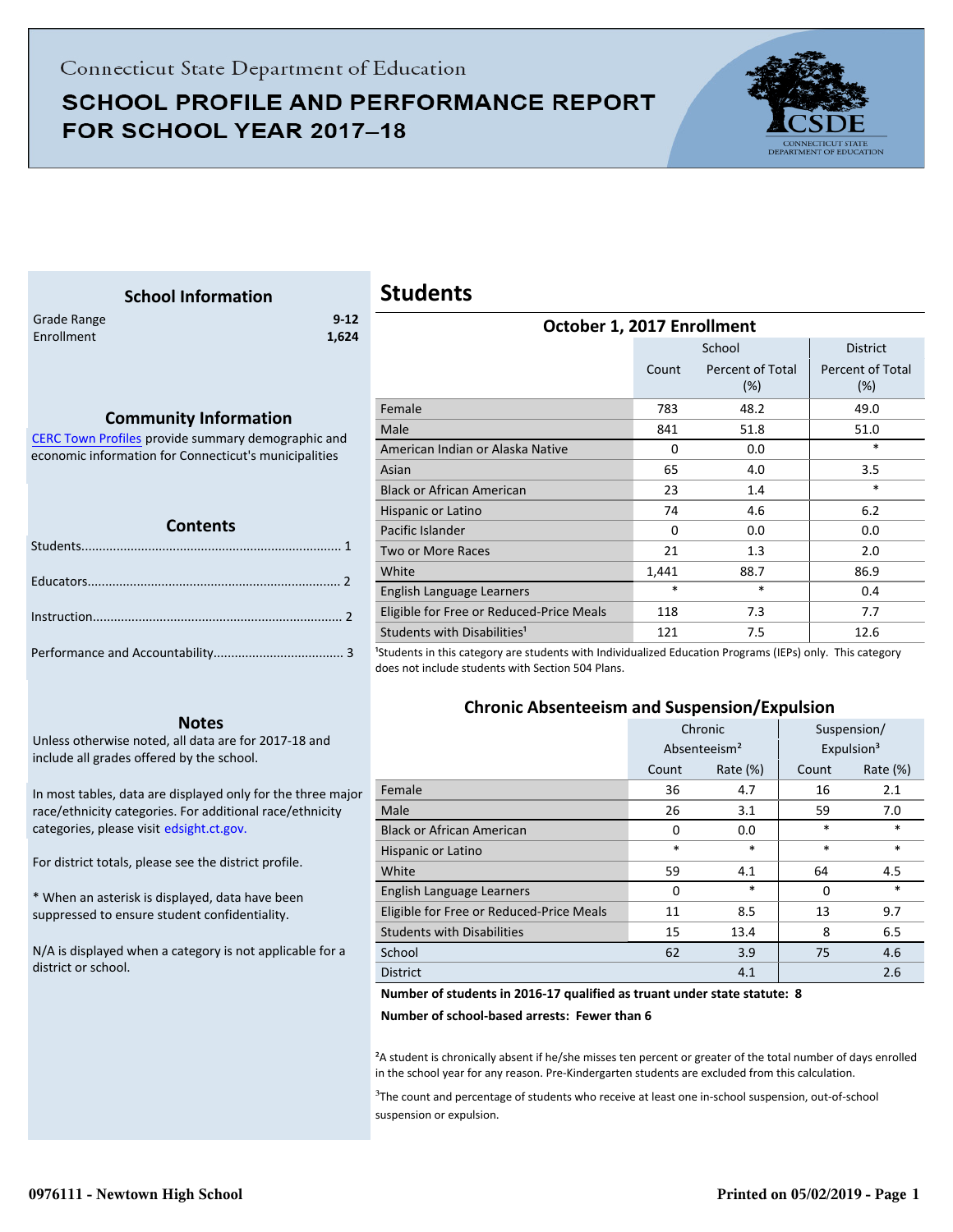Connecticut State Department of Education

# SCHOOL PROFILE AND PERFORMANCE REPORT FOR SCHOOL YEAR 2017–18

### School Information

| | |
|---|---|
| Grade Range | 9-12 |
| Enrollment | 1,624 |

### Community Information

CERC Town Profiles provide summary demographic and economic information for Connecticut's municipalities

### Contents

Students........................................................................ 1

Educators...................................................................... 2

Instruction..................................................................... 2

Performance and Accountability.................................... 3

### Notes

Unless otherwise noted, all data are for 2017-18 and include all grades offered by the school.

In most tables, data are displayed only for the three major race/ethnicity categories. For additional race/ethnicity categories, please visit edsight.ct.gov.

For district totals, please see the district profile.

* When an asterisk is displayed, data have been suppressed to ensure student confidentiality.

N/A is displayed when a category is not applicable for a district or school.

## Students

### October 1, 2017 Enrollment

| | School | | District |
|---|---|---|---|
| | Count | Percent of Total (%) | Percent of Total (%) |
| Female | 783 | 48.2 | 49.0 |
| Male | 841 | 51.8 | 51.0 |
| American Indian or Alaska Native | 0 | 0.0 | * |
| Asian | 65 | 4.0 | 3.5 |
| Black or African American | 23 | 1.4 | * |
| Hispanic or Latino | 74 | 4.6 | 6.2 |
| Pacific Islander | 0 | 0.0 | 0.0 |
| Two or More Races | 21 | 1.3 | 2.0 |
| White | 1,441 | 88.7 | 86.9 |
| English Language Learners | * | * | 0.4 |
| Eligible for Free or Reduced-Price Meals | 118 | 7.3 | 7.7 |
| Students with Disabilities[1] | 121 | 7.5 | 12.6 |

[1]Students in this category are students with Individualized Education Programs (IEPs) only. This category does not include students with Section 504 Plans.

### Chronic Absenteeism and Suspension/Expulsion

| | Chronic Absenteeism[2] | | Suspension/ Expulsion[3] | |
|---|---|---|---|---|
| | Count | Rate (%) | Count | Rate (%) |
| Female | 36 | 4.7 | 16 | 2.1 |
| Male | 26 | 3.1 | 59 | 7.0 |
| Black or African American | 0 | 0.0 | * | * |
| Hispanic or Latino | * | * | * | * |
| White | 59 | 4.1 | 64 | 4.5 |
| English Language Learners | 0 | * | 0 | * |
| Eligible for Free or Reduced-Price Meals | 11 | 8.5 | 13 | 9.7 |
| Students with Disabilities | 15 | 13.4 | 8 | 6.5 |
| School | 62 | 3.9 | 75 | 4.6 |
| District | | 4.1 | | 2.6 |

**Number of students in 2016-17 qualified as truant under state statute: 8**

**Number of school-based arrests: Fewer than 6**

[2]A student is chronically absent if he/she misses ten percent or greater of the total number of days enrolled in the school year for any reason. Pre-Kindergarten students are excluded from this calculation.

[3]The count and percentage of students who receive at least one in-school suspension, out-of-school suspension or expulsion.

0976111 - Newtown High School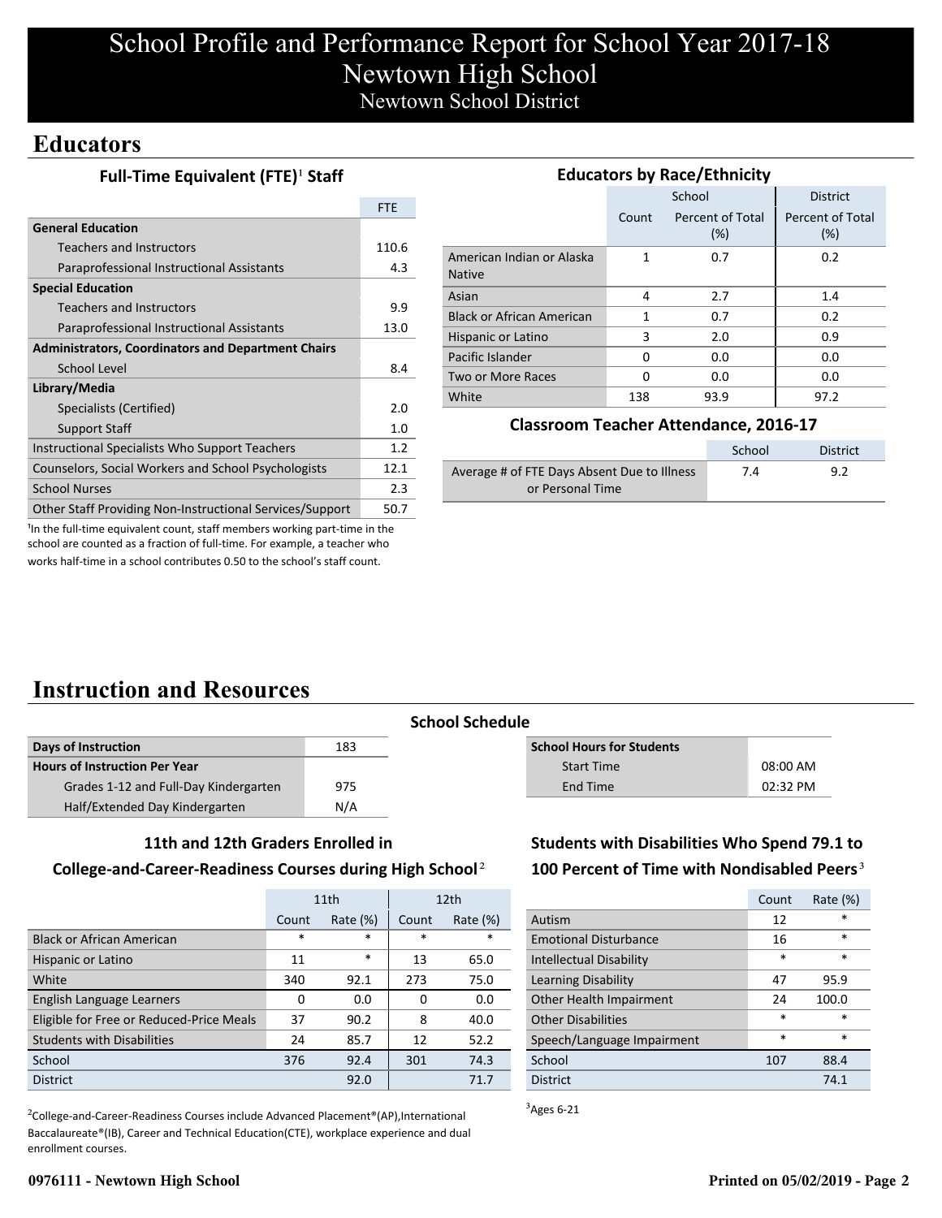# School Profile and Performance Report for School Year 2017-18
# Newtown High School
## Newtown School District

## Educators

### Full-Time Equivalent (FTE)[1] Staff

| | FTE |
|---|---|
| **General Education** | |
| Teachers and Instructors | 110.6 |
| Paraprofessional Instructional Assistants | 4.3 |
| **Special Education** | |
| Teachers and Instructors | 9.9 |
| Paraprofessional Instructional Assistants | 13.0 |
| **Administrators, Coordinators and Department Chairs** | |
| School Level | 8.4 |
| **Library/Media** | |
| Specialists (Certified) | 2.0 |
| Support Staff | 1.0 |
| Instructional Specialists Who Support Teachers | 1.2 |
| Counselors, Social Workers and School Psychologists | 12.1 |
| School Nurses | 2.3 |
| Other Staff Providing Non-Instructional Services/Support | 50.7 |

[1]In the full-time equivalent count, staff members working part-time in the school are counted as a fraction of full-time. For example, a teacher who works half-time in a school contributes 0.50 to the school's staff count.

### Educators by Race/Ethnicity

| | School | | District |
|---|---|---|---|
| | Count | Percent of Total (%) | Percent of Total (%) |
| American Indian or Alaska Native | 1 | 0.7 | 0.2 |
| Asian | 4 | 2.7 | 1.4 |
| Black or African American | 1 | 0.7 | 0.2 |
| Hispanic or Latino | 3 | 2.0 | 0.9 |
| Pacific Islander | 0 | 0.0 | 0.0 |
| Two or More Races | 0 | 0.0 | 0.0 |
| White | 138 | 93.9 | 97.2 |

### Classroom Teacher Attendance, 2016-17

| | School | District |
|---|---|---|
| Average # of FTE Days Absent Due to Illness or Personal Time | 7.4 | 9.2 |

## Instruction and Resources

### School Schedule

| | |
|---|---|
| **Days of Instruction** | 183 |
| **Hours of Instruction Per Year** | |
| Grades 1-12 and Full-Day Kindergarten | 975 |
| Half/Extended Day Kindergarten | N/A |

| **School Hours for Students** | |
|---|---|
| Start Time | 08:00 AM |
| End Time | 02:32 PM |

### 11th and 12th Graders Enrolled in College-and-Career-Readiness Courses during High School[2]

| | 11th | | 12th | |
|---|---|---|---|---|
| | Count | Rate (%) | Count | Rate (%) |
| Black or African American | * | * | * | * |
| Hispanic or Latino | 11 | * | 13 | 65.0 |
| White | 340 | 92.1 | 273 | 75.0 |
| English Language Learners | 0 | 0.0 | 0 | 0.0 |
| Eligible for Free or Reduced-Price Meals | 37 | 90.2 | 8 | 40.0 |
| Students with Disabilities | 24 | 85.7 | 12 | 52.2 |
| School | 376 | 92.4 | 301 | 74.3 |
| District | | 92.0 | | 71.7 |

[2]College-and-Career-Readiness Courses include Advanced Placement®(AP),International Baccalaureate®(IB), Career and Technical Education(CTE), workplace experience and dual enrollment courses.

### Students with Disabilities Who Spend 79.1 to 100 Percent of Time with Nondisabled Peers[3]

| | Count | Rate (%) |
|---|---|---|
| Autism | 12 | * |
| Emotional Disturbance | 16 | * |
| Intellectual Disability | * | * |
| Learning Disability | 47 | 95.9 |
| Other Health Impairment | 24 | 100.0 |
| Other Disabilities | * | * |
| Speech/Language Impairment | * | * |
| School | 107 | 88.4 |
| District | | 74.1 |

[3]Ages 6-21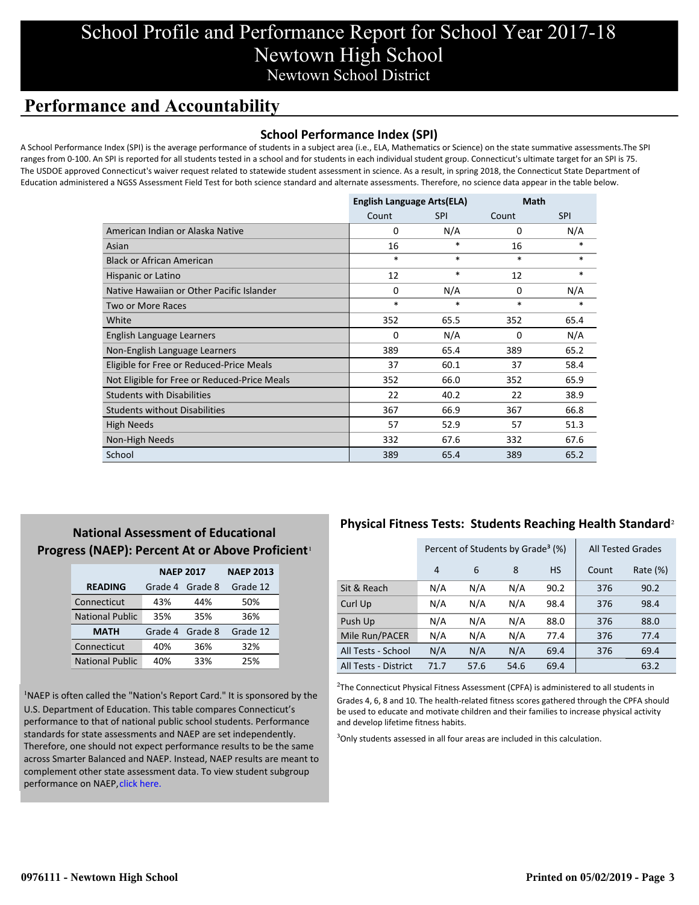# School Profile and Performance Report for School Year 2017-18

# Newtown High School

Newtown School District

## Performance and Accountability

### School Performance Index (SPI)

A School Performance Index (SPI) is the average performance of students in a subject area (i.e., ELA, Mathematics or Science) on the state summative assessments.The SPI ranges from 0-100. An SPI is reported for all students tested in a school and for students in each individual student group. Connecticut's ultimate target for an SPI is 75. The USDOE approved Connecticut's waiver request related to statewide student assessment in science. As a result, in spring 2018, the Connecticut State Department of Education administered a NGSS Assessment Field Test for both science standard and alternate assessments. Therefore, no science data appear in the table below.

| | English Language Arts(ELA) | | Math | |
|---|---|---|---|---|
| | Count | SPI | Count | SPI |
| American Indian or Alaska Native | 0 | N/A | 0 | N/A |
| Asian | 16 | * | 16 | * |
| Black or African American | * | * | * | * |
| Hispanic or Latino | 12 | * | 12 | * |
| Native Hawaiian or Other Pacific Islander | 0 | N/A | 0 | N/A |
| Two or More Races | * | * | * | * |
| White | 352 | 65.5 | 352 | 65.4 |
| English Language Learners | 0 | N/A | 0 | N/A |
| Non-English Language Learners | 389 | 65.4 | 389 | 65.2 |
| Eligible for Free or Reduced-Price Meals | 37 | 60.1 | 37 | 58.4 |
| Not Eligible for Free or Reduced-Price Meals | 352 | 66.0 | 352 | 65.9 |
| Students with Disabilities | 22 | 40.2 | 22 | 38.9 |
| Students without Disabilities | 367 | 66.9 | 367 | 66.8 |
| High Needs | 57 | 52.9 | 57 | 51.3 |
| Non-High Needs | 332 | 67.6 | 332 | 67.6 |
| School | 389 | 65.4 | 389 | 65.2 |

### National Assessment of Educational Progress (NAEP): Percent At or Above Proficient[1]

| | NAEP 2017 | | NAEP 2013 |
|---|---|---|---|
| **READING** | Grade 4 | Grade 8 | Grade 12 |
| Connecticut | 43% | 44% | 50% |
| National Public | 35% | 35% | 36% |
| **MATH** | Grade 4 | Grade 8 | Grade 12 |
| Connecticut | 40% | 36% | 32% |
| National Public | 40% | 33% | 25% |

[1]NAEP is often called the "Nation's Report Card." It is sponsored by the U.S. Department of Education. This table compares Connecticut's performance to that of national public school students. Performance standards for state assessments and NAEP are set independently. Therefore, one should not expect performance results to be the same across Smarter Balanced and NAEP. Instead, NAEP results are meant to complement other state assessment data. To view student subgroup performance on NAEP, click here.

### Physical Fitness Tests: Students Reaching Health Standard[2]

| | Percent of Students by Grade[3] (%) | | | | All Tested Grades | |
|---|---|---|---|---|---|---|
| | 4 | 6 | 8 | HS | Count | Rate (%) |
| Sit & Reach | N/A | N/A | N/A | 90.2 | 376 | 90.2 |
| Curl Up | N/A | N/A | N/A | 98.4 | 376 | 98.4 |
| Push Up | N/A | N/A | N/A | 88.0 | 376 | 88.0 |
| Mile Run/PACER | N/A | N/A | N/A | 77.4 | 376 | 77.4 |
| All Tests - School | N/A | N/A | N/A | 69.4 | 376 | 69.4 |
| All Tests - District | 71.7 | 57.6 | 54.6 | 69.4 | | 63.2 |

[2]The Connecticut Physical Fitness Assessment (CPFA) is administered to all students in Grades 4, 6, 8 and 10. The health-related fitness scores gathered through the CPFA should be used to educate and motivate children and their families to increase physical activity and develop lifetime fitness habits.

[3]Only students assessed in all four areas are included in this calculation.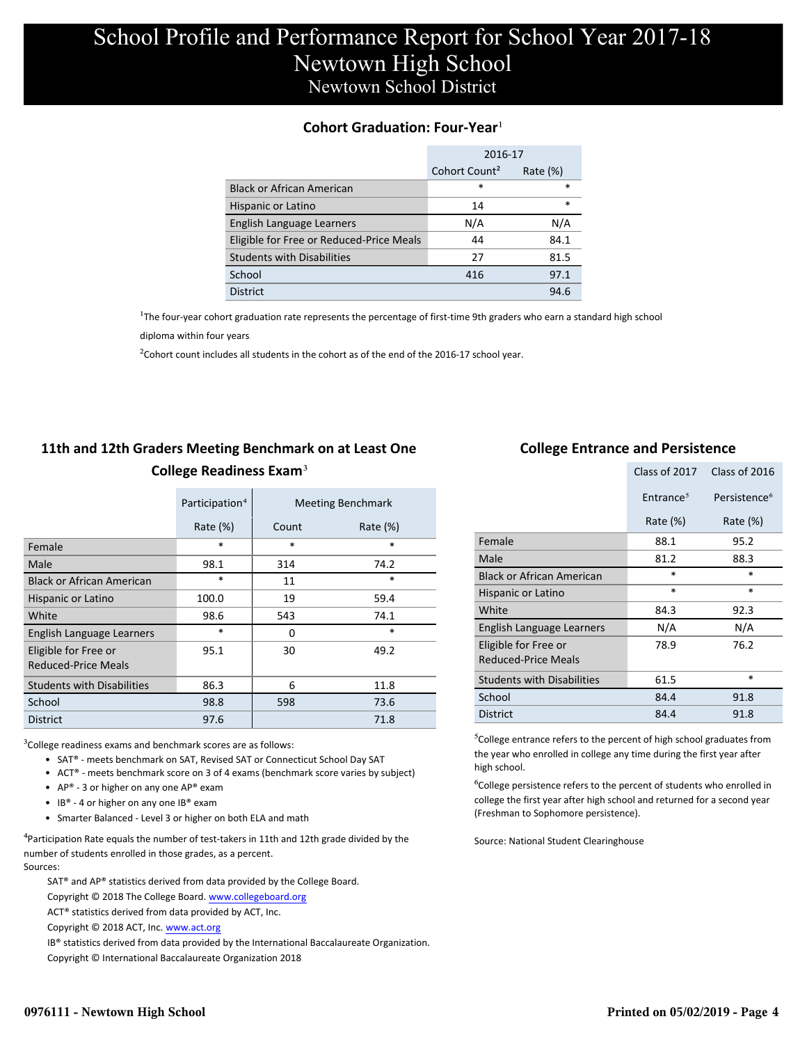# School Profile and Performance Report for School Year 2017-18
# Newtown High School
## Newtown School District

### Cohort Graduation: Four-Year[1]

| | 2016-17 | |
|---|---|---|
| | Cohort Count[2] | Rate (%) |
| Black or African American | * | * |
| Hispanic or Latino | 14 | * |
| English Language Learners | N/A | N/A |
| Eligible for Free or Reduced-Price Meals | 44 | 84.1 |
| Students with Disabilities | 27 | 81.5 |
| School | 416 | 97.1 |
| District | | 94.6 |

[1]The four-year cohort graduation rate represents the percentage of first-time 9th graders who earn a standard high school diploma within four years

[2]Cohort count includes all students in the cohort as of the end of the 2016-17 school year.

### 11th and 12th Graders Meeting Benchmark on at Least One College Readiness Exam[3]

| | Participation[4] | Meeting Benchmark | |
|---|---|---|---|
| | Rate (%) | Count | Rate (%) |
| Female | * | * | * |
| Male | 98.1 | 314 | 74.2 |
| Black or African American | * | 11 | * |
| Hispanic or Latino | 100.0 | 19 | 59.4 |
| White | 98.6 | 543 | 74.1 |
| English Language Learners | * | 0 | * |
| Eligible for Free or Reduced-Price Meals | 95.1 | 30 | 49.2 |
| Students with Disabilities | 86.3 | 6 | 11.8 |
| School | 98.8 | 598 | 73.6 |
| District | 97.6 | | 71.8 |

[3]College readiness exams and benchmark scores are as follows:

- SAT® - meets benchmark on SAT, Revised SAT or Connecticut School Day SAT
- ACT® - meets benchmark score on 3 of 4 exams (benchmark score varies by subject)
- AP® - 3 or higher on any one AP® exam
- IB® - 4 or higher on any one IB® exam
- Smarter Balanced - Level 3 or higher on both ELA and math

[4]Participation Rate equals the number of test-takers in 11th and 12th grade divided by the number of students enrolled in those grades, as a percent.

Sources:

SAT® and AP® statistics derived from data provided by the College Board.
Copyright © 2018 The College Board. www.collegeboard.org
ACT® statistics derived from data provided by ACT, Inc.
Copyright © 2018 ACT, Inc. www.act.org
IB® statistics derived from data provided by the International Baccalaureate Organization.
Copyright © International Baccalaureate Organization 2018

### College Entrance and Persistence

| | Class of 2017 | Class of 2016 |
|---|---|---|
| | Entrance[5] | Persistence[6] |
| | Rate (%) | Rate (%) |
| Female | 88.1 | 95.2 |
| Male | 81.2 | 88.3 |
| Black or African American | * | * |
| Hispanic or Latino | * | * |
| White | 84.3 | 92.3 |
| English Language Learners | N/A | N/A |
| Eligible for Free or Reduced-Price Meals | 78.9 | 76.2 |
| Students with Disabilities | 61.5 | * |
| School | 84.4 | 91.8 |
| District | 84.4 | 91.8 |

[5]College entrance refers to the percent of high school graduates from the year who enrolled in college any time during the first year after high school.

[6]College persistence refers to the percent of students who enrolled in college the first year after high school and returned for a second year (Freshman to Sophomore persistence).

Source: National Student Clearinghouse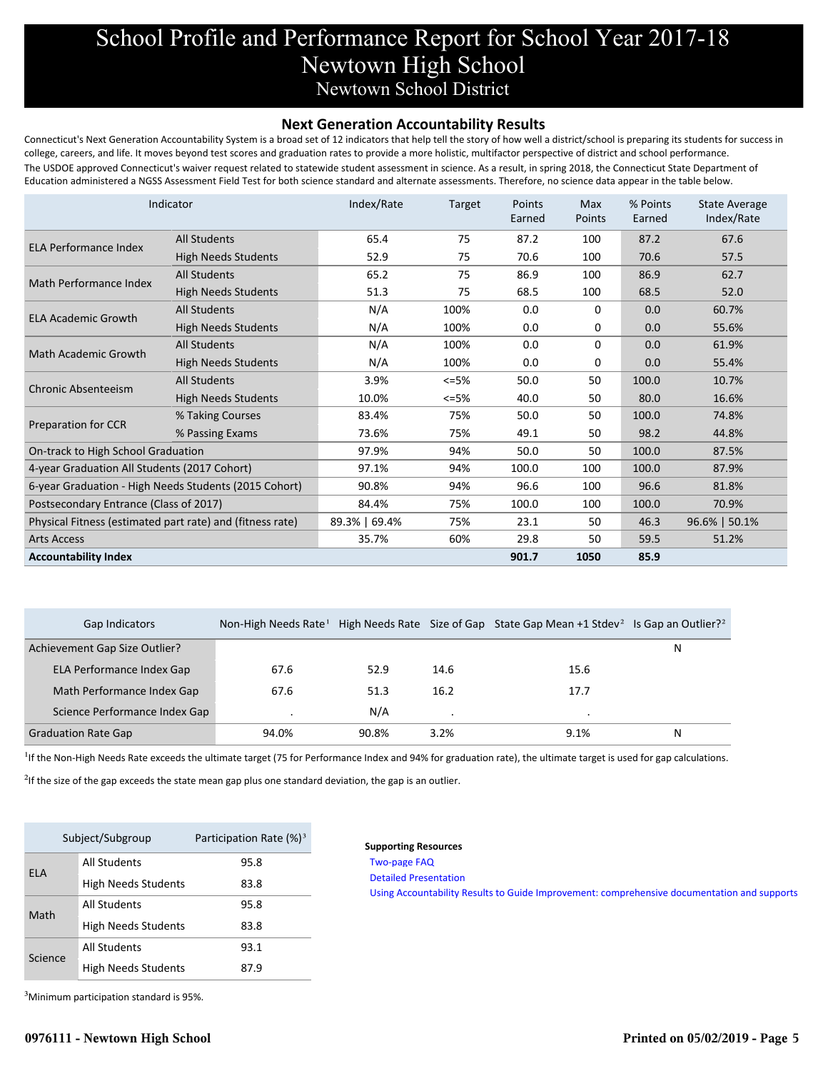# School Profile and Performance Report for School Year 2017-18
# Newtown High School
## Newtown School District

### Next Generation Accountability Results

Connecticut's Next Generation Accountability System is a broad set of 12 indicators that help tell the story of how well a district/school is preparing its students for success in college, careers, and life. It moves beyond test scores and graduation rates to provide a more holistic, multifactor perspective of district and school performance.

The USDOE approved Connecticut's waiver request related to statewide student assessment in science. As a result, in spring 2018, the Connecticut State Department of Education administered a NGSS Assessment Field Test for both science standard and alternate assessments. Therefore, no science data appear in the table below.

| Indicator | | Index/Rate | Target | Points Earned | Max Points | % Points Earned | State Average Index/Rate |
|---|---|---|---|---|---|---|---|
| ELA Performance Index | All Students | 65.4 | 75 | 87.2 | 100 | 87.2 | 67.6 |
| | High Needs Students | 52.9 | 75 | 70.6 | 100 | 70.6 | 57.5 |
| Math Performance Index | All Students | 65.2 | 75 | 86.9 | 100 | 86.9 | 62.7 |
| | High Needs Students | 51.3 | 75 | 68.5 | 100 | 68.5 | 52.0 |
| ELA Academic Growth | All Students | N/A | 100% | 0.0 | 0 | 0.0 | 60.7% |
| | High Needs Students | N/A | 100% | 0.0 | 0 | 0.0 | 55.6% |
| Math Academic Growth | All Students | N/A | 100% | 0.0 | 0 | 0.0 | 61.9% |
| | High Needs Students | N/A | 100% | 0.0 | 0 | 0.0 | 55.4% |
| Chronic Absenteeism | All Students | 3.9% | <=5% | 50.0 | 50 | 100.0 | 10.7% |
| | High Needs Students | 10.0% | <=5% | 40.0 | 50 | 80.0 | 16.6% |
| Preparation for CCR | % Taking Courses | 83.4% | 75% | 50.0 | 50 | 100.0 | 74.8% |
| | % Passing Exams | 73.6% | 75% | 49.1 | 50 | 98.2 | 44.8% |
| On-track to High School Graduation | | 97.9% | 94% | 50.0 | 50 | 100.0 | 87.5% |
| 4-year Graduation All Students (2017 Cohort) | | 97.1% | 94% | 100.0 | 100 | 100.0 | 87.9% |
| 6-year Graduation - High Needs Students (2015 Cohort) | | 90.8% | 94% | 96.6 | 100 | 96.6 | 81.8% |
| Postsecondary Entrance (Class of 2017) | | 84.4% | 75% | 100.0 | 100 | 100.0 | 70.9% |
| Physical Fitness (estimated part rate) and (fitness rate) | | 89.3% \| 69.4% | 75% | 23.1 | 50 | 46.3 | 96.6% \| 50.1% |
| Arts Access | | 35.7% | 60% | 29.8 | 50 | 59.5 | 51.2% |
| **Accountability Index** | | | | **901.7** | **1050** | **85.9** | |

| Gap Indicators | Non-High Needs Rate[1] | High Needs Rate | Size of Gap | State Gap Mean +1 Stdev[2] | Is Gap an Outlier?[2] |
|---|---|---|---|---|---|
| Achievement Gap Size Outlier? | | | | | N |
| ELA Performance Index Gap | 67.6 | 52.9 | 14.6 | 15.6 | |
| Math Performance Index Gap | 67.6 | 51.3 | 16.2 | 17.7 | |
| Science Performance Index Gap | . | N/A | . | . | |
| Graduation Rate Gap | 94.0% | 90.8% | 3.2% | 9.1% | N |

[1]If the Non-High Needs Rate exceeds the ultimate target (75 for Performance Index and 94% for graduation rate), the ultimate target is used for gap calculations.

[2]If the size of the gap exceeds the state mean gap plus one standard deviation, the gap is an outlier.

| Subject/Subgroup | | Participation Rate (%)[3] |
|---|---|---|
| ELA | All Students | 95.8 |
| | High Needs Students | 83.8 |
| Math | All Students | 95.8 |
| | High Needs Students | 83.8 |
| Science | All Students | 93.1 |
| | High Needs Students | 87.9 |

[3]Minimum participation standard is 95%.

**Supporting Resources**

- Two-page FAQ
- Detailed Presentation
- Using Accountability Results to Guide Improvement: comprehensive documentation and supports